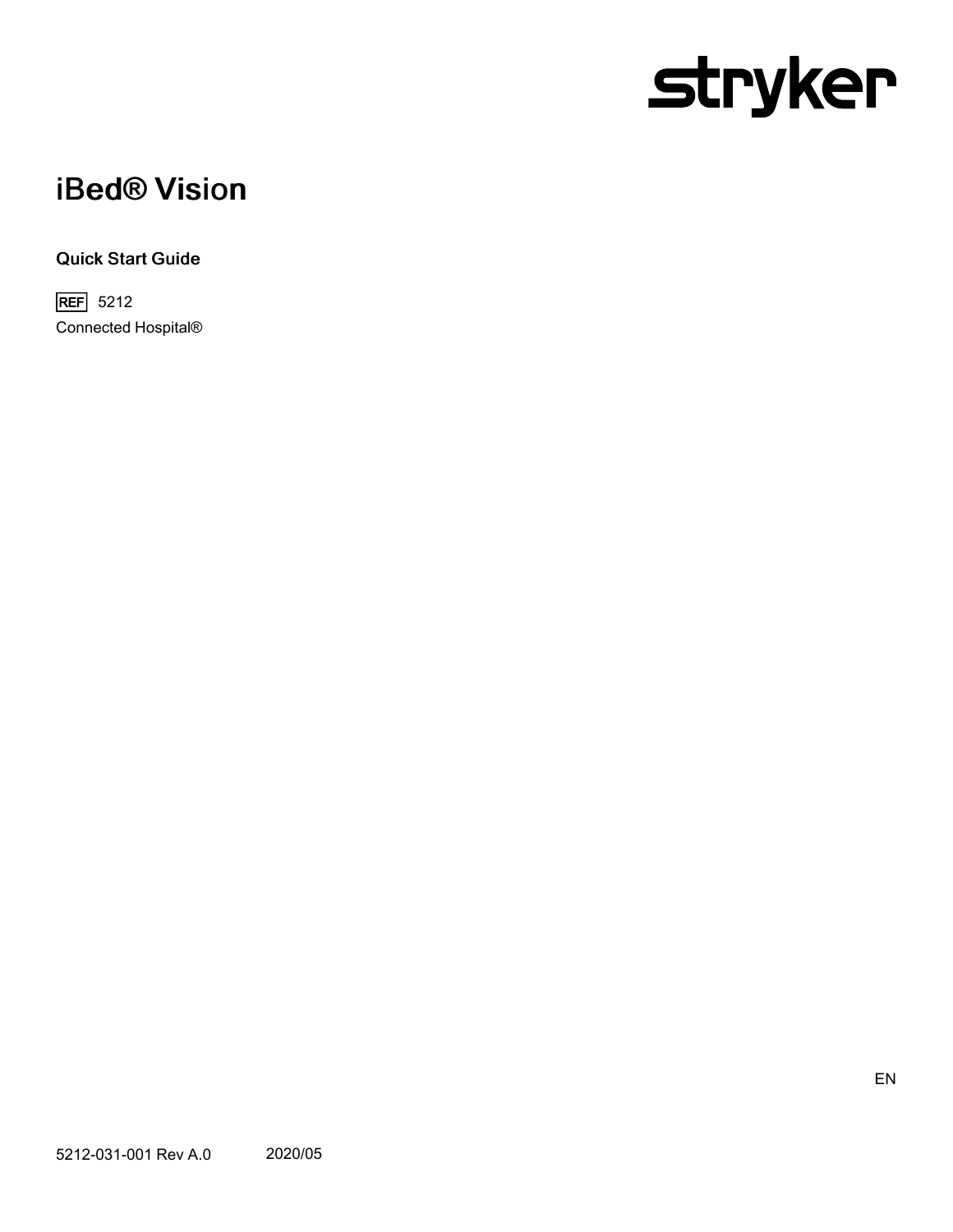stryker

# iBed® Vision

## Quick Start Guide

REF 5212

Connected Hospital®

EN

5212-031-001 Rev A.0 2020/05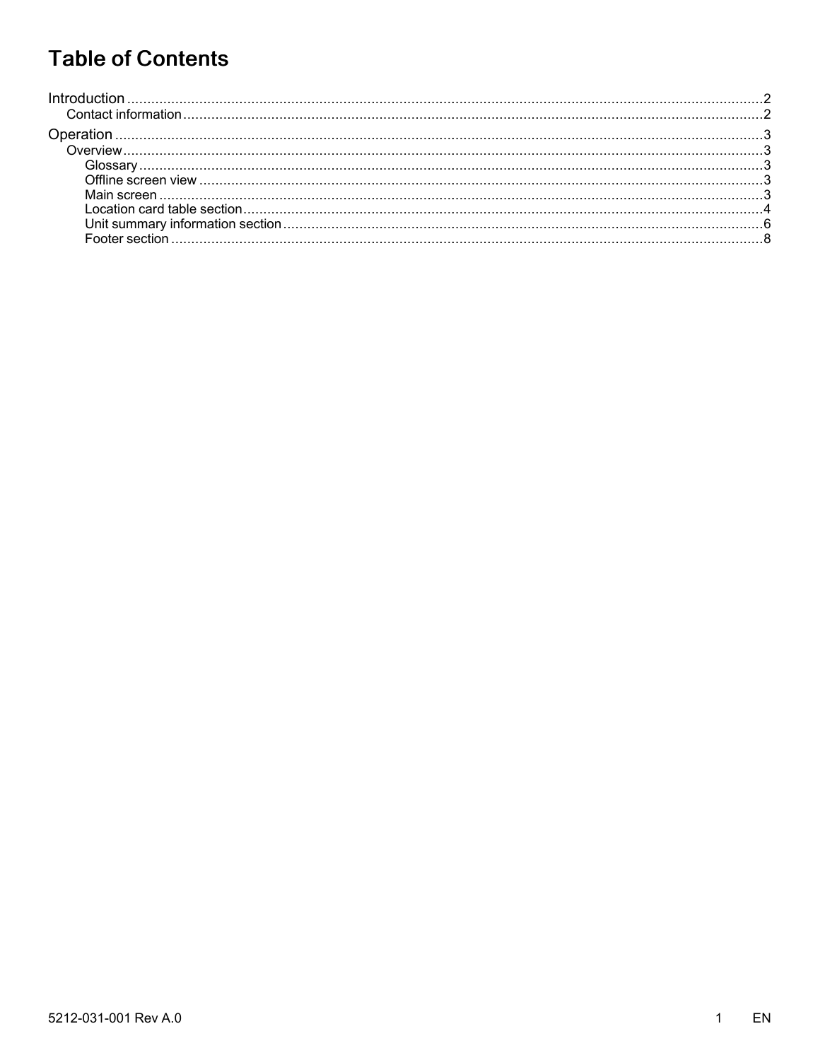# Table of Contents

- Introduction ........ 2
  - Contact information ........ 2
- Operation ........ 3
  - Overview ........ 3
    - Glossary ........ 3
    - Offline screen view ........ 3
    - Main screen ........ 3
    - Location card table section ........ 4
    - Unit summary information section ........ 6
    - Footer section ........ 8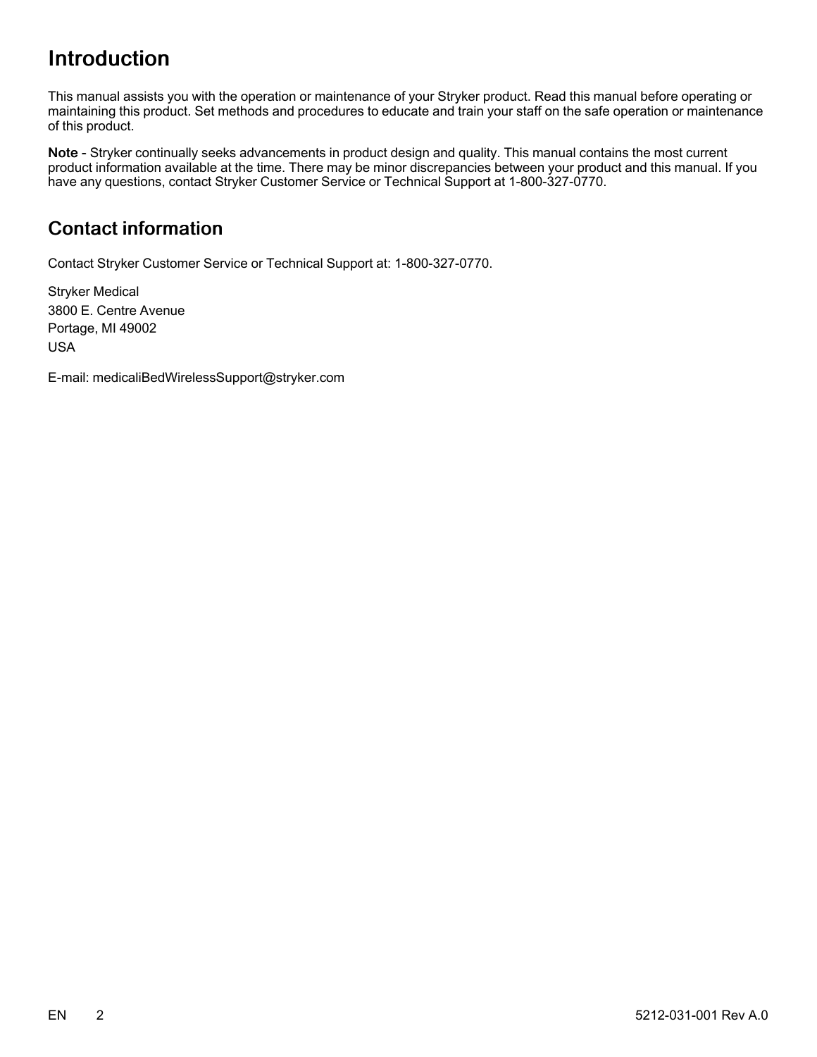# Introduction

This manual assists you with the operation or maintenance of your Stryker product. Read this manual before operating or maintaining this product. Set methods and procedures to educate and train your staff on the safe operation or maintenance of this product.

**Note -** Stryker continually seeks advancements in product design and quality. This manual contains the most current product information available at the time. There may be minor discrepancies between your product and this manual. If you have any questions, contact Stryker Customer Service or Technical Support at 1-800-327-0770.

## Contact information

Contact Stryker Customer Service or Technical Support at: 1-800-327-0770.

Stryker Medical
3800 E. Centre Avenue
Portage, MI 49002
USA

E-mail: medicaliBedWirelessSupport@stryker.com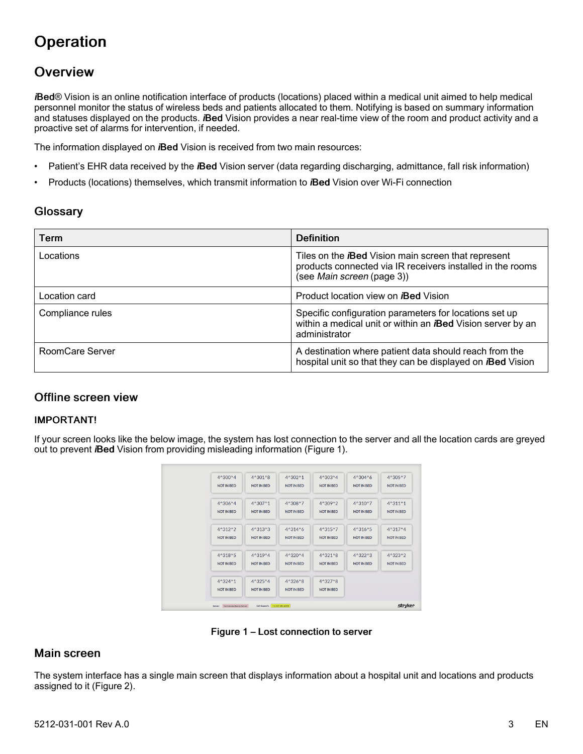# Operation

## Overview

***i*Bed**® Vision is an online notification interface of products (locations) placed within a medical unit aimed to help medical personnel monitor the status of wireless beds and patients allocated to them. Notifying is based on summary information and statuses displayed on the products. ***i*Bed** Vision provides a near real-time view of the room and product activity and a proactive set of alarms for intervention, if needed.

The information displayed on ***i*Bed** Vision is received from two main resources:

- Patient's EHR data received by the ***i*Bed** Vision server (data regarding discharging, admittance, fall risk information)
- Products (locations) themselves, which transmit information to ***i*Bed** Vision over Wi-Fi connection

### Glossary

| Term | Definition |
|---|---|
| Locations | Tiles on the ***i*Bed** Vision main screen that represent products connected via IR receivers installed in the rooms (see *Main screen* (page 3)) |
| Location card | Product location view on ***i*Bed** Vision |
| Compliance rules | Specific configuration parameters for locations set up within a medical unit or within an ***i*Bed** Vision server by an administrator |
| RoomCare Server | A destination where patient data should reach from the hospital unit so that they can be displayed on ***i*Bed** Vision |

### Offline screen view

**IMPORTANT!**

If your screen looks like the below image, the system has lost connection to the server and all the location cards are greyed out to prevent ***i*Bed** Vision from providing misleading information (Figure 1).

**Figure 1 – Lost connection to server**

### Main screen

The system interface has a single main screen that displays information about a hospital unit and locations and products assigned to it (Figure 2).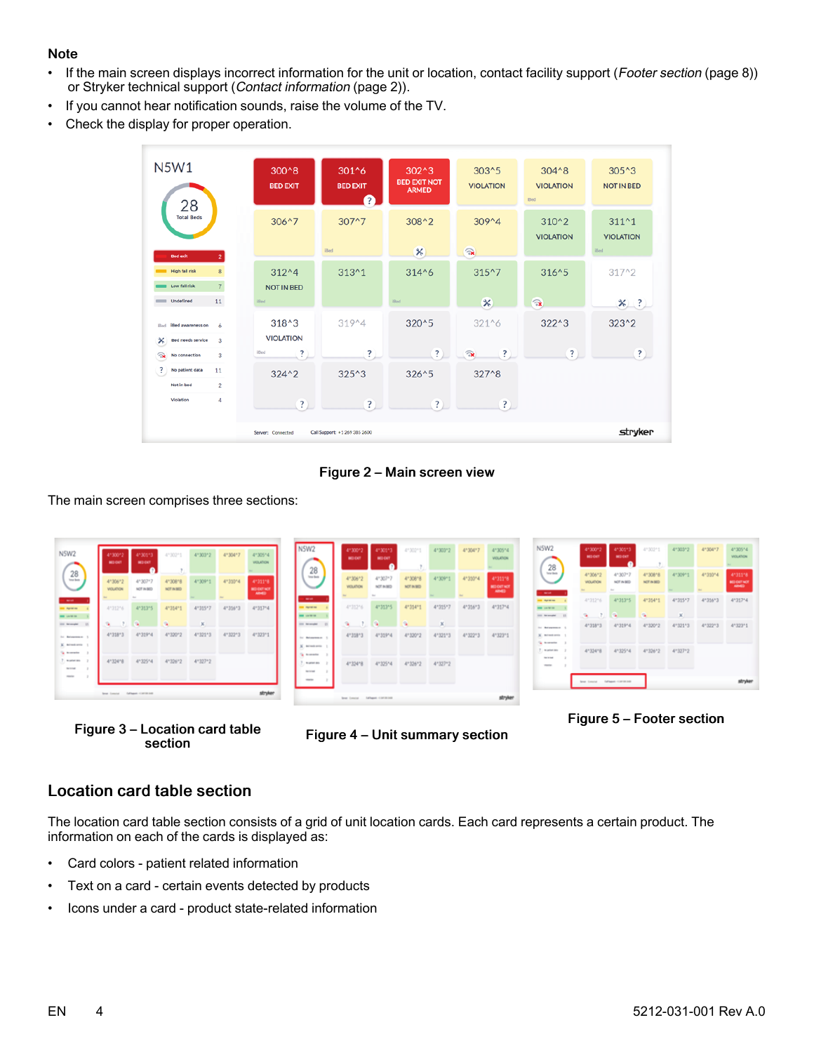**Note**

- If the main screen displays incorrect information for the unit or location, contact facility support (*Footer section* (page 8)) or Stryker technical support (*Contact information* (page 2)).
- If you cannot hear notification sounds, raise the volume of the TV.
- Check the display for proper operation.

**Figure 2 – Main screen view**

The main screen comprises three sections:

**Figure 3 – Location card table section**

**Figure 4 – Unit summary section**

**Figure 5 – Footer section**

## Location card table section

The location card table section consists of a grid of unit location cards. Each card represents a certain product. The information on each of the cards is displayed as:

- Card colors - patient related information
- Text on a card - certain events detected by products
- Icons under a card - product state-related information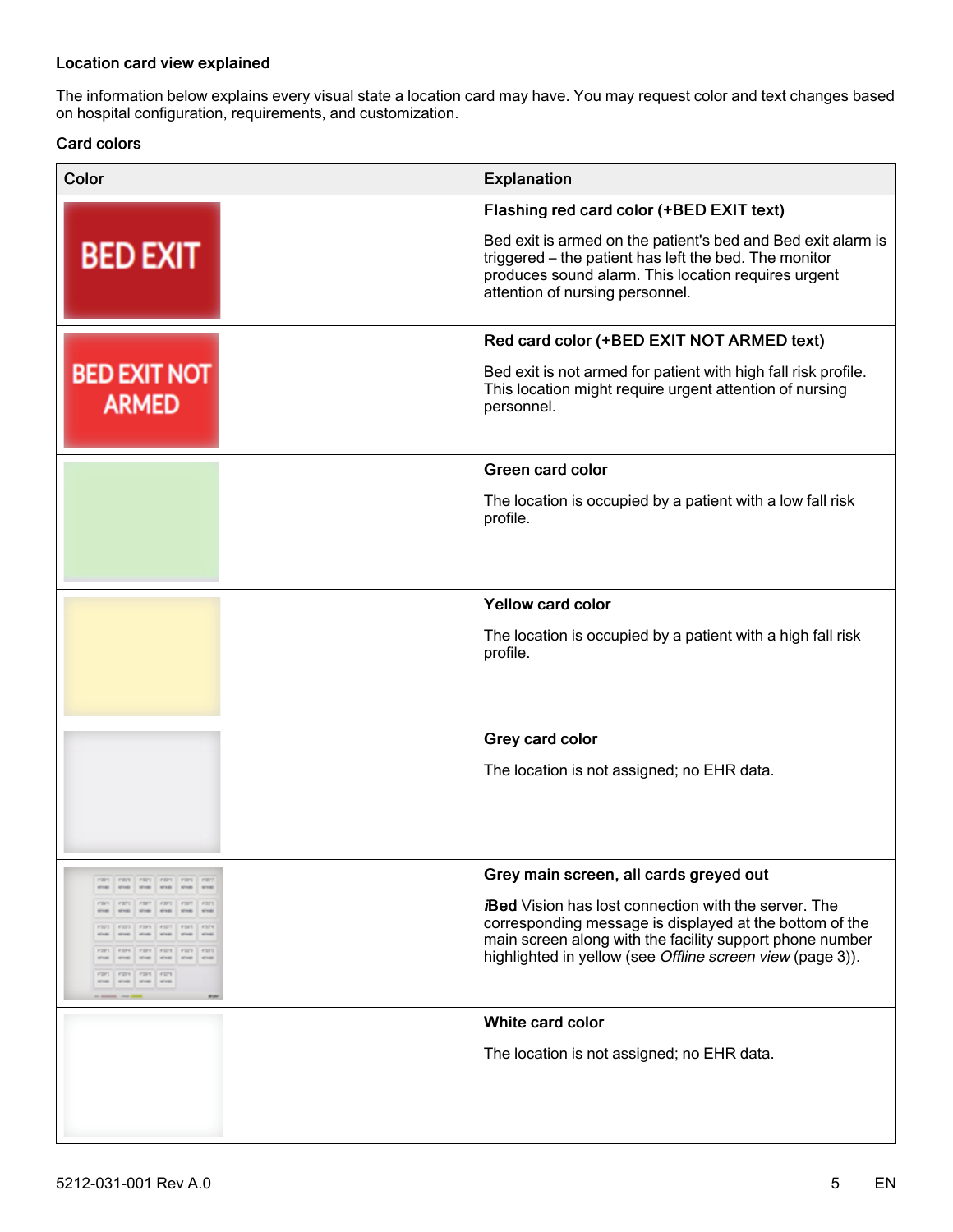### Location card view explained

The information below explains every visual state a location card may have. You may request color and text changes based on hospital configuration, requirements, and customization.

#### Card colors

| Color | Explanation |
|---|---|
| BED EXIT | **Flashing red card color (+BED EXIT text)**<br><br>Bed exit is armed on the patient's bed and Bed exit alarm is triggered – the patient has left the bed. The monitor produces sound alarm. This location requires urgent attention of nursing personnel. |
| BED EXIT NOT ARMED | **Red card color (+BED EXIT NOT ARMED text)**<br><br>Bed exit is not armed for patient with high fall risk profile. This location might require urgent attention of nursing personnel. |
| | **Green card color**<br><br>The location is occupied by a patient with a low fall risk profile. |
| | **Yellow card color**<br><br>The location is occupied by a patient with a high fall risk profile. |
| | **Grey card color**<br><br>The location is not assigned; no EHR data. |
| | **Grey main screen, all cards greyed out**<br><br>***i*Bed** Vision has lost connection with the server. The corresponding message is displayed at the bottom of the main screen along with the facility support phone number highlighted in yellow (see *Offline screen view* (page 3)). |
| | **White card color**<br><br>The location is not assigned; no EHR data. |

5212-031-001 Rev A.0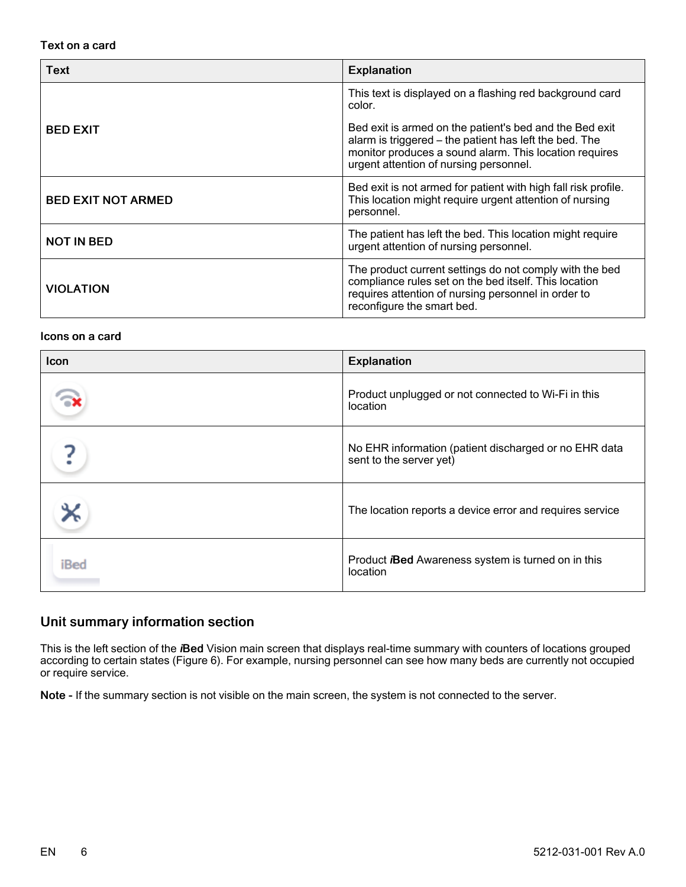**Text on a card**

| Text | Explanation |
| --- | --- |
| **BED EXIT** | This text is displayed on a flashing red background card color.<br><br>Bed exit is armed on the patient's bed and the Bed exit alarm is triggered – the patient has left the bed. The monitor produces a sound alarm. This location requires urgent attention of nursing personnel. |
| **BED EXIT NOT ARMED** | Bed exit is not armed for patient with high fall risk profile. This location might require urgent attention of nursing personnel. |
| **NOT IN BED** | The patient has left the bed. This location might require urgent attention of nursing personnel. |
| **VIOLATION** | The product current settings do not comply with the bed compliance rules set on the bed itself. This location requires attention of nursing personnel in order to reconfigure the smart bed. |

**Icons on a card**

| Icon | Explanation |
| --- | --- |
| | Product unplugged or not connected to Wi-Fi in this location |
| ? | No EHR information (patient discharged or no EHR data sent to the server yet) |
| | The location reports a device error and requires service |
| iBed | Product ***i*Bed** Awareness system is turned on in this location |

## Unit summary information section

This is the left section of the ***i*Bed** Vision main screen that displays real-time summary with counters of locations grouped according to certain states (Figure 6). For example, nursing personnel can see how many beds are currently not occupied or require service.

**Note -** If the summary section is not visible on the main screen, the system is not connected to the server.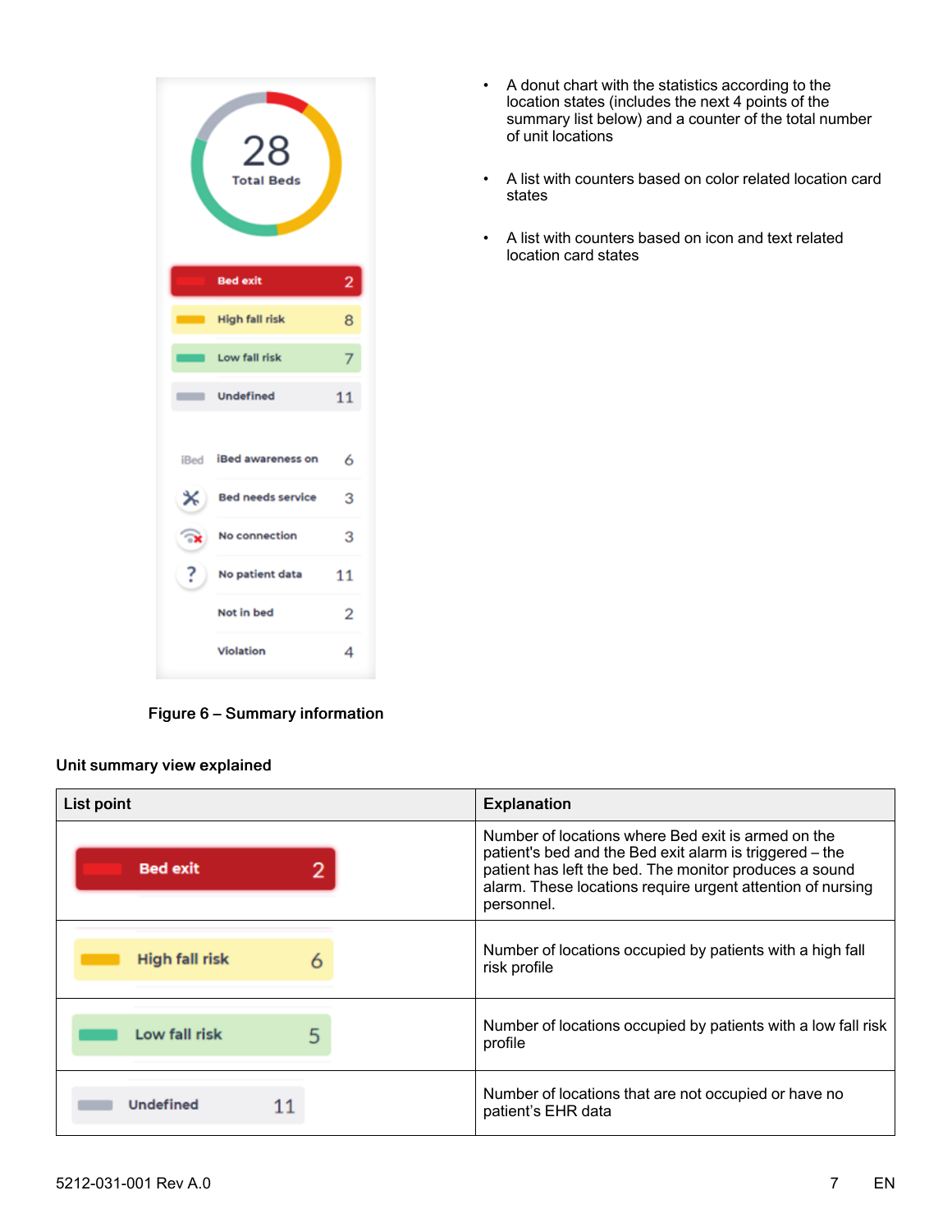- A donut chart with the statistics according to the location states (includes the next 4 points of the summary list below) and a counter of the total number of unit locations
- A list with counters based on color related location card states
- A list with counters based on icon and text related location card states

**Figure 6 – Summary information**

**Unit summary view explained**

| List point | Explanation |
|---|---|
| Bed exit 2 | Number of locations where Bed exit is armed on the patient's bed and the Bed exit alarm is triggered – the patient has left the bed. The monitor produces a sound alarm. These locations require urgent attention of nursing personnel. |
| High fall risk 6 | Number of locations occupied by patients with a high fall risk profile |
| Low fall risk 5 | Number of locations occupied by patients with a low fall risk profile |
| Undefined 11 | Number of locations that are not occupied or have no patient's EHR data |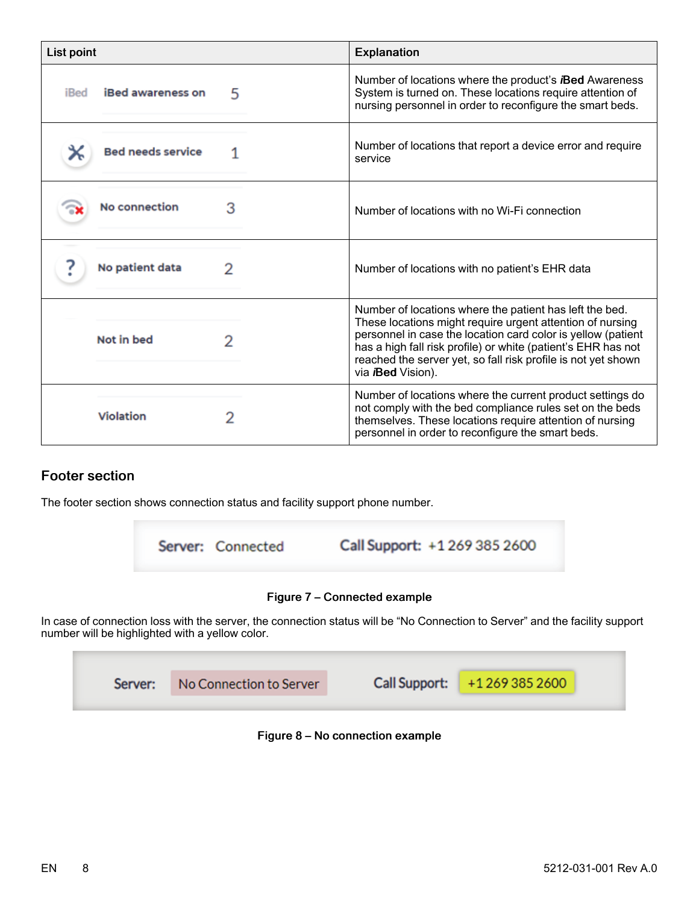| List point | Explanation |
| --- | --- |
| iBed iBed awareness on 5 | Number of locations where the product's ***i*Bed** Awareness System is turned on. These locations require attention of nursing personnel in order to reconfigure the smart beds. |
| Bed needs service 1 | Number of locations that report a device error and require service |
| No connection 3 | Number of locations with no Wi-Fi connection |
| ? No patient data 2 | Number of locations with no patient's EHR data |
| Not in bed 2 | Number of locations where the patient has left the bed. These locations might require urgent attention of nursing personnel in case the location card color is yellow (patient has a high fall risk profile) or white (patient's EHR has not reached the server yet, so fall risk profile is not yet shown via ***i*Bed** Vision). |
| Violation 2 | Number of locations where the current product settings do not comply with the bed compliance rules set on the beds themselves. These locations require attention of nursing personnel in order to reconfigure the smart beds. |

## Footer section

The footer section shows connection status and facility support phone number.

Server: Connected    Call Support: +1 269 385 2600

**Figure 7 – Connected example**

In case of connection loss with the server, the connection status will be "No Connection to Server" and the facility support number will be highlighted with a yellow color.

Server: No Connection to Server    Call Support: +1 269 385 2600

**Figure 8 – No connection example**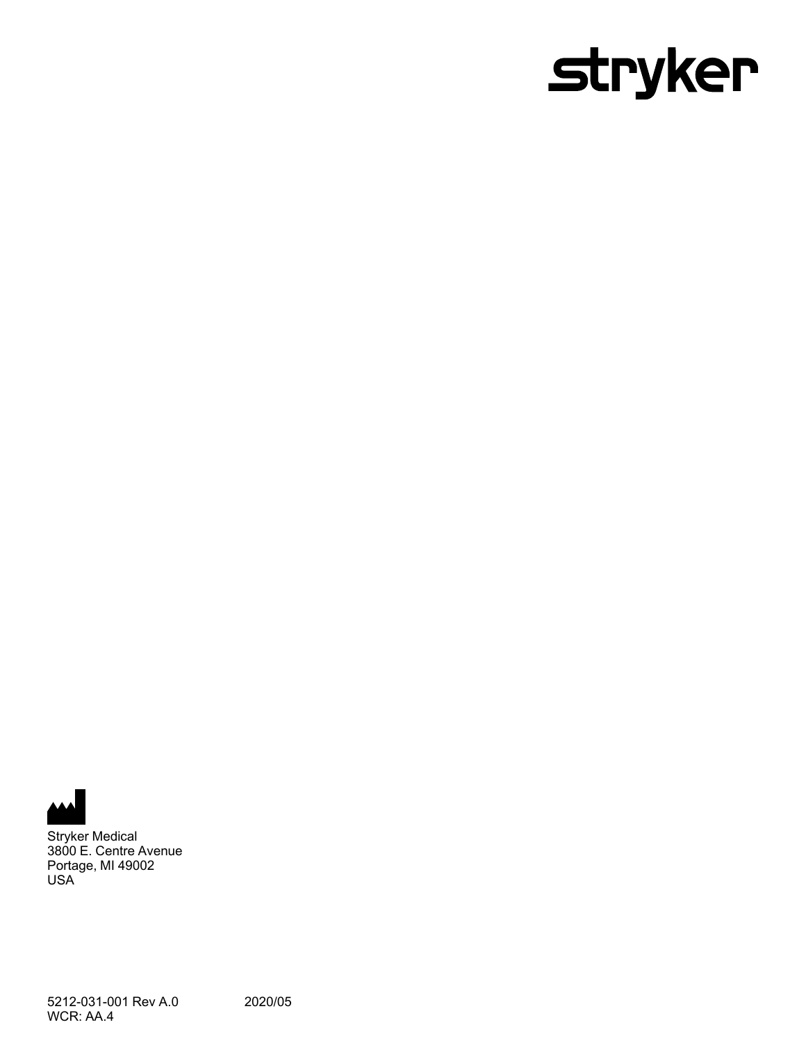stryker

Stryker Medical
3800 E. Centre Avenue
Portage, MI 49002
USA

5212-031-001 Rev A.0 2020/05
WCR: AA.4